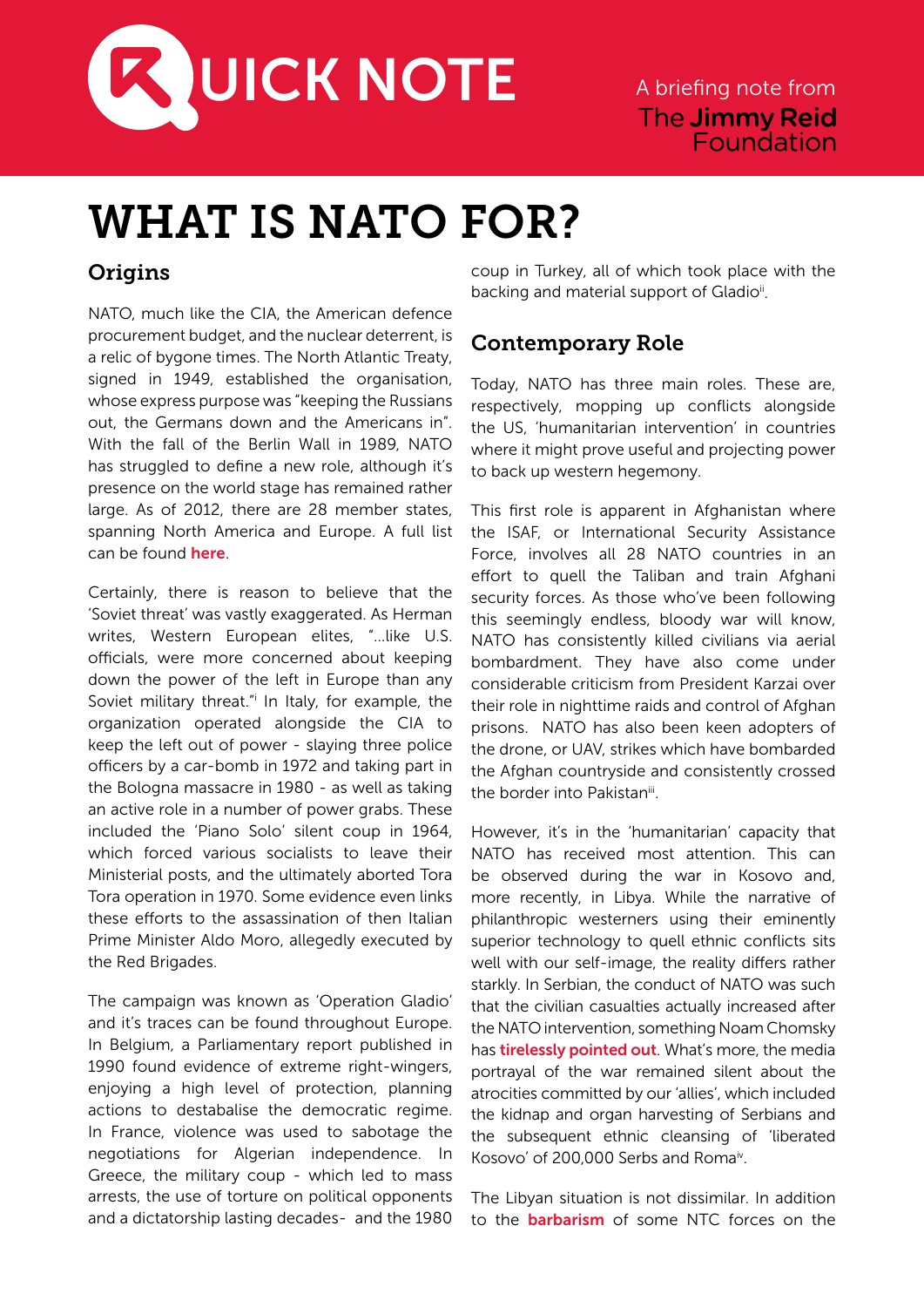QUICK NOTE

A briefing note from The Jimmy Reid Foundation

# WHAT IS NATO FOR?

## Origins

NATO, much like the CIA, the American defence procurement budget, and the nuclear deterrent, is a relic of bygone times. The North Atlantic Treaty, signed in 1949, established the organisation, whose express purpose was "keeping the Russians out, the Germans down and the Americans in". With the fall of the Berlin Wall in 1989, NATO has struggled to define a new role, although it's presence on the world stage has remained rather large. As of 2012, there are 28 member states, spanning North America and Europe. A full list can be found **here**.

Certainly, there is reason to believe that the 'Soviet threat' was vastly exaggerated. As Herman writes, Western European elites, "...like U.S. officials, were more concerned about keeping down the power of the left in Europe than any Soviet military threat."[i] In Italy, for example, the organization operated alongside the CIA to keep the left out of power - slaying three police officers by a car-bomb in 1972 and taking part in the Bologna massacre in 1980 - as well as taking an active role in a number of power grabs. These included the 'Piano Solo' silent coup in 1964, which forced various socialists to leave their Ministerial posts, and the ultimately aborted Tora Tora operation in 1970. Some evidence even links these efforts to the assassination of then Italian Prime Minister Aldo Moro, allegedly executed by the Red Brigades.

The campaign was known as 'Operation Gladio' and it's traces can be found throughout Europe. In Belgium, a Parliamentary report published in 1990 found evidence of extreme right-wingers, enjoying a high level of protection, planning actions to destabalise the democratic regime. In France, violence was used to sabotage the negotiations for Algerian independence. In Greece, the military coup - which led to mass arrests, the use of torture on political opponents and a dictatorship lasting decades- and the 1980 coup in Turkey, all of which took place with the backing and material support of Gladio[ii].

## Contemporary Role

Today, NATO has three main roles. These are, respectively, mopping up conflicts alongside the US, 'humanitarian intervention' in countries where it might prove useful and projecting power to back up western hegemony.

This first role is apparent in Afghanistan where the ISAF, or International Security Assistance Force, involves all 28 NATO countries in an effort to quell the Taliban and train Afghani security forces. As those who've been following this seemingly endless, bloody war will know, NATO has consistently killed civilians via aerial bombardment. They have also come under considerable criticism from President Karzai over their role in nighttime raids and control of Afghan prisons. NATO has also been keen adopters of the drone, or UAV, strikes which have bombarded the Afghan countryside and consistently crossed the border into Pakistan[iii].

However, it's in the 'humanitarian' capacity that NATO has received most attention. This can be observed during the war in Kosovo and, more recently, in Libya. While the narrative of philanthropic westerners using their eminently superior technology to quell ethnic conflicts sits well with our self-image, the reality differs rather starkly. In Serbian, the conduct of NATO was such that the civilian casualties actually increased after the NATO intervention, something Noam Chomsky has **tirelessly pointed out**. What's more, the media portrayal of the war remained silent about the atrocities committed by our 'allies', which included the kidnap and organ harvesting of Serbians and the subsequent ethnic cleansing of 'liberated Kosovo' of 200,000 Serbs and Roma[iv].

The Libyan situation is not dissimilar. In addition to the **barbarism** of some NTC forces on the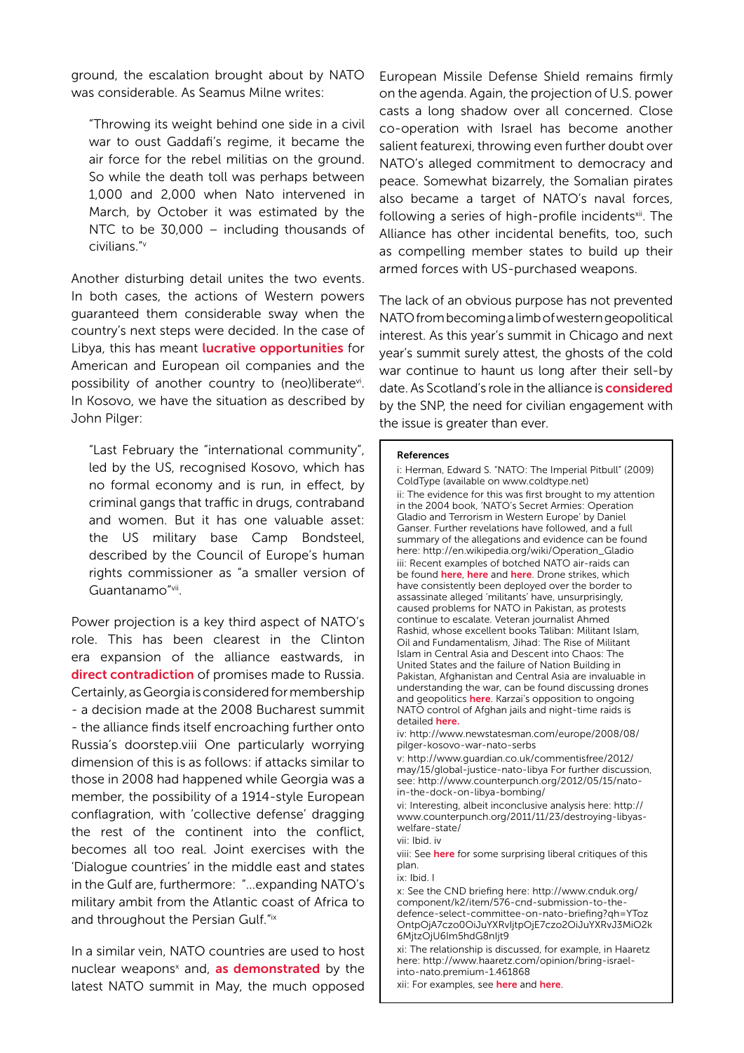ground, the escalation brought about by NATO was considerable. As Seamus Milne writes:

> "Throwing its weight behind one side in a civil war to oust Gaddafi's regime, it became the air force for the rebel militias on the ground. So while the death toll was perhaps between 1,000 and 2,000 when Nato intervened in March, by October it was estimated by the NTC to be 30,000 – including thousands of civilians."[v]

Another disturbing detail unites the two events. In both cases, the actions of Western powers guaranteed them considerable sway when the country's next steps were decided. In the case of Libya, this has meant **lucrative opportunities** for American and European oil companies and the possibility of another country to (neo)liberate[vi]. In Kosovo, we have the situation as described by John Pilger:

> "Last February the "international community", led by the US, recognised Kosovo, which has no formal economy and is run, in effect, by criminal gangs that traffic in drugs, contraband and women. But it has one valuable asset: the US military base Camp Bondsteel, described by the Council of Europe's human rights commissioner as "a smaller version of Guantanamo"[vii].

Power projection is a key third aspect of NATO's role. This has been clearest in the Clinton era expansion of the alliance eastwards, in **direct contradiction** of promises made to Russia. Certainly, as Georgia is considered for membership - a decision made at the 2008 Bucharest summit - the alliance finds itself encroaching further onto Russia's doorstep.viii One particularly worrying dimension of this is as follows: if attacks similar to those in 2008 had happened while Georgia was a member, the possibility of a 1914-style European conflagration, with 'collective defense' dragging the rest of the continent into the conflict, becomes all too real. Joint exercises with the 'Dialogue countries' in the middle east and states in the Gulf are, furthermore: "...expanding NATO's military ambit from the Atlantic coast of Africa to and throughout the Persian Gulf."[ix]

In a similar vein, NATO countries are used to host nuclear weapons[x] and, **as demonstrated** by the latest NATO summit in May, the much opposed European Missile Defense Shield remains firmly on the agenda. Again, the projection of U.S. power casts a long shadow over all concerned. Close co-operation with Israel has become another salient featurexi, throwing even further doubt over NATO's alleged commitment to democracy and peace. Somewhat bizarrely, the Somalian pirates also became a target of NATO's naval forces, following a series of high-profile incidents[xii]. The Alliance has other incidental benefits, too, such as compelling member states to build up their armed forces with US-purchased weapons.

The lack of an obvious purpose has not prevented NATO from becoming a limb of western geopolitical interest. As this year's summit in Chicago and next year's summit surely attest, the ghosts of the cold war continue to haunt us long after their sell-by date. As Scotland's role in the alliance is **considered** by the SNP, the need for civilian engagement with the issue is greater than ever.

**References**

i: Herman, Edward S. "NATO: The Imperial Pitbull" (2009) ColdType (available on www.coldtype.net)

ii: The evidence for this was first brought to my attention in the 2004 book, 'NATO's Secret Armies: Operation Gladio and Terrorism in Western Europe' by Daniel Ganser. Further revelations have followed, and a full summary of the allegations and evidence can be found here: http://en.wikipedia.org/wiki/Operation_Gladio

iii: Recent examples of botched NATO air-raids can be found **here**, **here** and **here**. Drone strikes, which have consistently been deployed over the border to assassinate alleged 'militants' have, unsurprisingly, caused problems for NATO in Pakistan, as protests continue to escalate. Veteran journalist Ahmed Rashid, whose excellent books Taliban: Militant Islam, Oil and Fundamentalism, Jihad: The Rise of Militant Islam in Central Asia and Descent into Chaos: The United States and the failure of Nation Building in Pakistan, Afghanistan and Central Asia are invaluable in understanding the war, can be found discussing drones and geopolitics **here**. Karzai's opposition to ongoing NATO control of Afghan jails and night-time raids is detailed **here.**

iv: http://www.newstatesman.com/europe/2008/08/pilger-kosovo-war-nato-serbs

v: http://www.guardian.co.uk/commentisfree/2012/may/15/global-justice-nato-libya For further discussion, see: http://www.counterpunch.org/2012/05/15/nato-in-the-dock-on-libya-bombing/

vi: Interesting, albeit inconclusive analysis here: http://www.counterpunch.org/2011/11/23/destroying-libyas-welfare-state/

vii: Ibid. iv

viii: See **here** for some surprising liberal critiques of this plan.

ix: Ibid. I

x: See the CND briefing here: http://www.cnduk.org/component/k2/item/576-cnd-submission-to-the-defence-select-committee-on-nato-briefing?qh=YToz OntpOjA7czo0OiJuYXRvIjtpOjE7czo2OiJuYXRvJ3MiO2k6MjtzOjU6Im5hdG8nIjt9

xi: The relationship is discussed, for example, in Haaretz here: http://www.haaretz.com/opinion/bring-israel-into-nato.premium-1.461868

xii: For examples, see **here** and **here**.